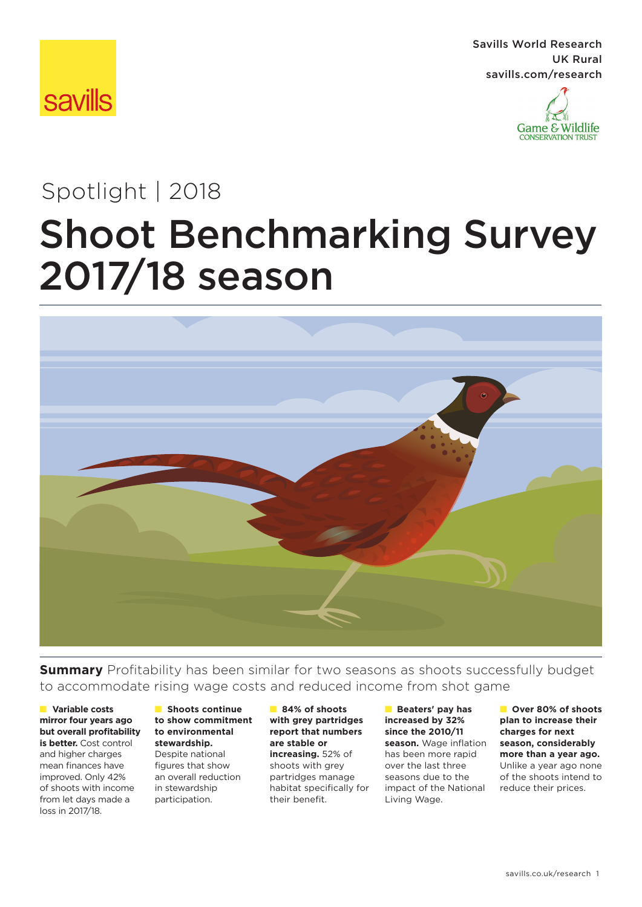Savills World Research
UK Rural
savills.com/research

Spotlight | 2018

# Shoot Benchmarking Survey 2017/18 season

**Summary** Profitability has been similar for two seasons as shoots successfully budget to accommodate rising wage costs and reduced income from shot game

- **Variable costs mirror four years ago but overall profitability is better.** Cost control and higher charges mean finances have improved. Only 42% of shoots with income from let days made a loss in 2017/18.

- **Shoots continue to show commitment to environmental stewardship.** Despite national figures that show an overall reduction in stewardship participation.

- **84% of shoots with grey partridges report that numbers are stable or increasing.** 52% of shoots with grey partridges manage habitat specifically for their benefit.

- **Beaters' pay has increased by 32% since the 2010/11 season.** Wage inflation has been more rapid over the last three seasons due to the impact of the National Living Wage.

- **Over 80% of shoots plan to increase their charges for next season, considerably more than a year ago.** Unlike a year ago none of the shoots intend to reduce their prices.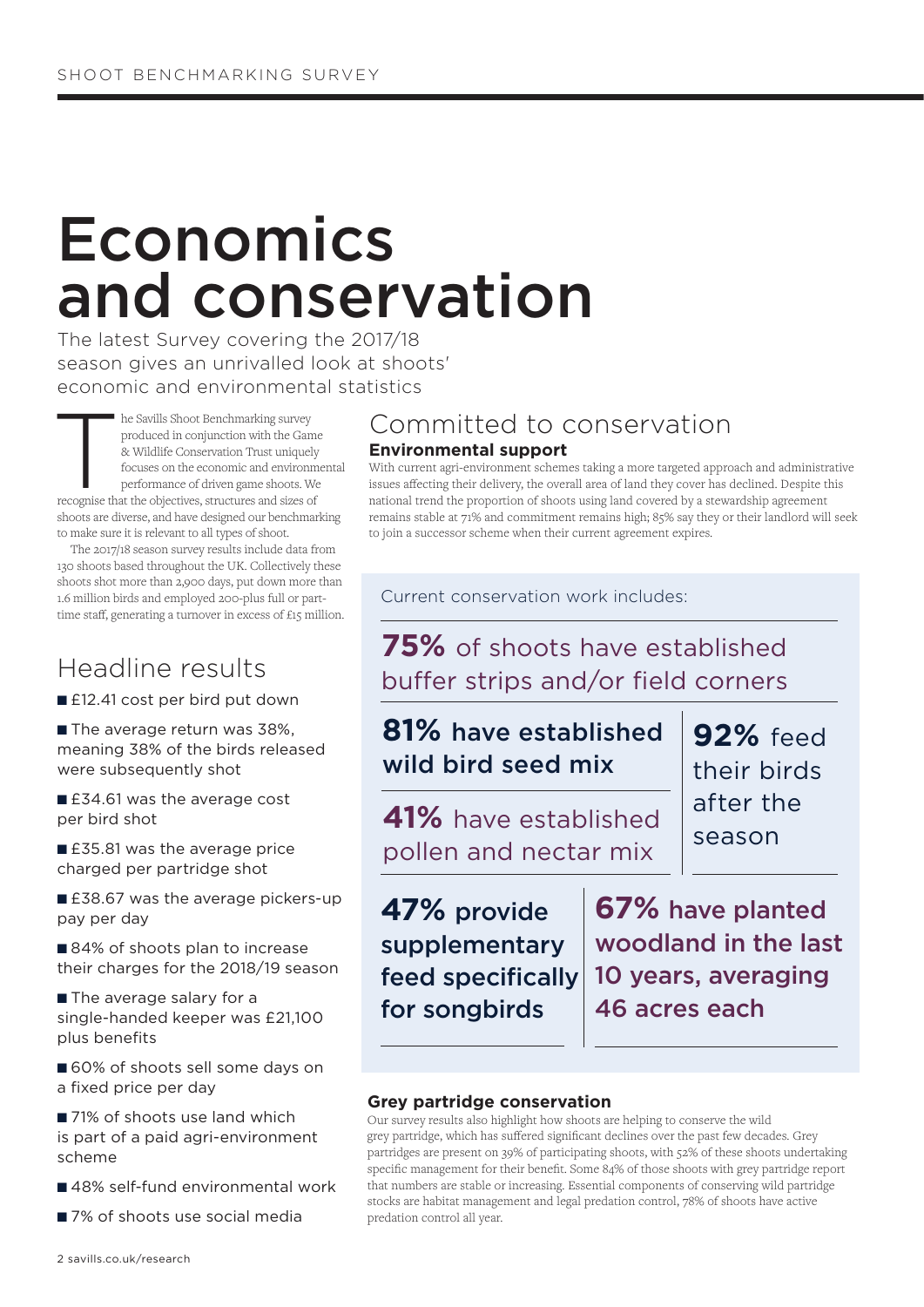# Economics and conservation

The latest Survey covering the 2017/18 season gives an unrivalled look at shoots' economic and environmental statistics

The Savills Shoot Benchmarking survey produced in conjunction with the Game & Wildlife Conservation Trust uniquely focuses on the economic and environmental performance of driven game shoots. We recognise that the objectives, structures and sizes of shoots are diverse, and have designed our benchmarking to make sure it is relevant to all types of shoot.

The 2017/18 season survey results include data from 130 shoots based throughout the UK. Collectively these shoots shot more than 2,900 days, put down more than 1.6 million birds and employed 200-plus full or part-time staff, generating a turnover in excess of £15 million.

## Headline results

- £12.41 cost per bird put down
- The average return was 38%, meaning 38% of the birds released were subsequently shot
- £34.61 was the average cost per bird shot
- £35.81 was the average price charged per partridge shot
- £38.67 was the average pickers-up pay per day
- 84% of shoots plan to increase their charges for the 2018/19 season
- The average salary for a single-handed keeper was £21,100 plus benefits
- 60% of shoots sell some days on a fixed price per day
- 71% of shoots use land which is part of a paid agri-environment scheme
- 48% self-fund environmental work
- 7% of shoots use social media

## Committed to conservation

### Environmental support

With current agri-environment schemes taking a more targeted approach and administrative issues affecting their delivery, the overall area of land they cover has declined. Despite this national trend the proportion of shoots using land covered by a stewardship agreement remains stable at 71% and commitment remains high; 85% say they or their landlord will seek to join a successor scheme when their current agreement expires.

Current conservation work includes:

**75%** of shoots have established buffer strips and/or field corners

**81% have established wild bird seed mix**

**41%** have established pollen and nectar mix

**92%** feed their birds after the season

**47% provide supplementary feed specifically for songbirds**

**67% have planted woodland in the last 10 years, averaging 46 acres each**

### Grey partridge conservation

Our survey results also highlight how shoots are helping to conserve the wild grey partridge, which has suffered significant declines over the past few decades. Grey partridges are present on 39% of participating shoots, with 52% of these shoots undertaking specific management for their benefit. Some 84% of those shoots with grey partridge report that numbers are stable or increasing. Essential components of conserving wild partridge stocks are habitat management and legal predation control, 78% of shoots have active predation control all year.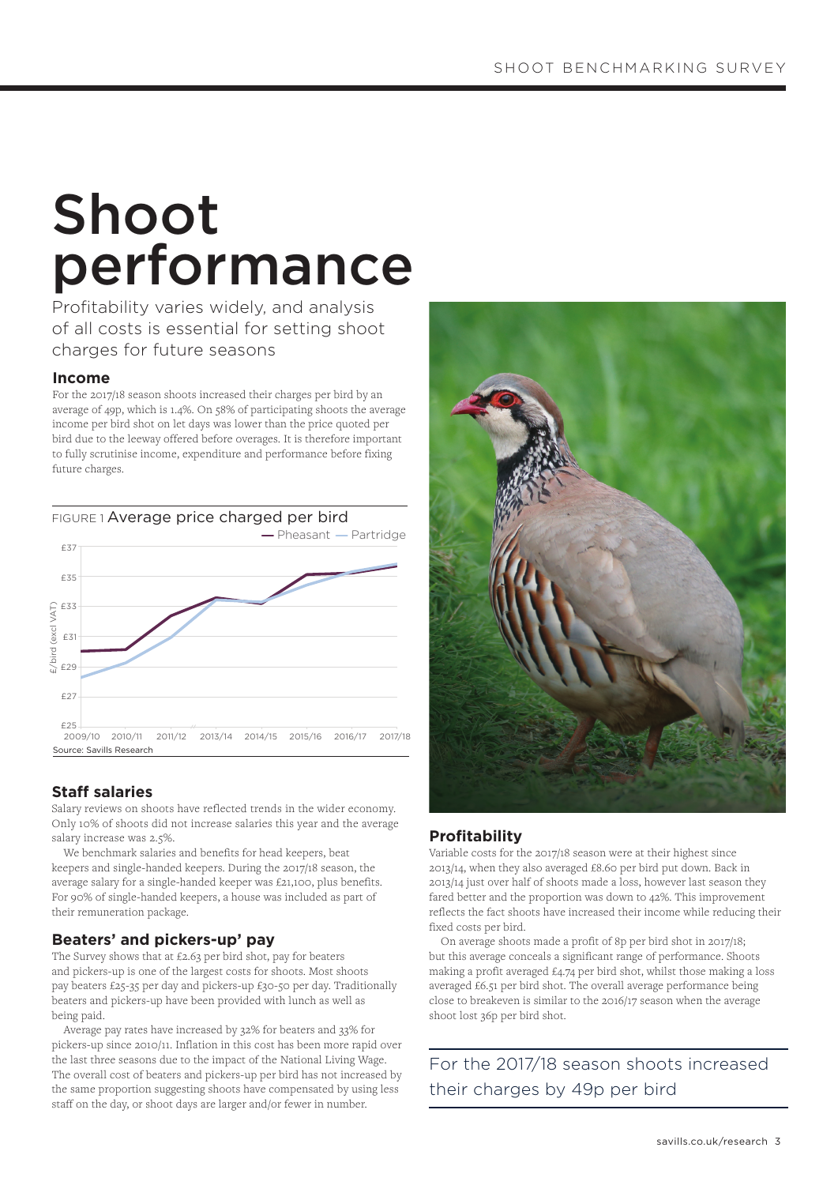// Shoot performance

# Shoot performance

Profitability varies widely, and analysis of all costs is essential for setting shoot charges for future seasons

## Income

For the 2017/18 season shoots increased their charges per bird by an average of 49p, which is 1.4%. On 58% of participating shoots the average income per bird shot on let days was lower than the price quoted per bird due to the leeway offered before overages. It is therefore important to fully scrutinise income, expenditure and performance before fixing future charges.

FIGURE 1 Average price charged per bird

Source: Savills Research

## Staff salaries

Salary reviews on shoots have reflected trends in the wider economy. Only 10% of shoots did not increase salaries this year and the average salary increase was 2.5%.

We benchmark salaries and benefits for head keepers, beat keepers and single-handed keepers. During the 2017/18 season, the average salary for a single-handed keeper was £21,100, plus benefits. For 90% of single-handed keepers, a house was included as part of their remuneration package.

## Beaters' and pickers-up' pay

The Survey shows that at £2.63 per bird shot, pay for beaters and pickers-up is one of the largest costs for shoots. Most shoots pay beaters £25-35 per day and pickers-up £30-50 per day. Traditionally beaters and pickers-up have been provided with lunch as well as being paid.

Average pay rates have increased by 32% for beaters and 33% for pickers-up since 2010/11. Inflation in this cost has been more rapid over the last three seasons due to the impact of the National Living Wage. The overall cost of beaters and pickers-up per bird has not increased by the same proportion suggesting shoots have compensated by using less staff on the day, or shoot days are larger and/or fewer in number.

## Profitability

Variable costs for the 2017/18 season were at their highest since 2013/14, when they also averaged £8.60 per bird put down. Back in 2013/14 just over half of shoots made a loss, however last season they fared better and the proportion was down to 42%. This improvement reflects the fact shoots have increased their income while reducing their fixed costs per bird.

On average shoots made a profit of 8p per bird shot in 2017/18; but this average conceals a significant range of performance. Shoots making a profit averaged £4.74 per bird shot, whilst those making a loss averaged £6.51 per bird shot. The overall average performance being close to breakeven is similar to the 2016/17 season when the average shoot lost 36p per bird shot.

For the 2017/18 season shoots increased their charges by 49p per bird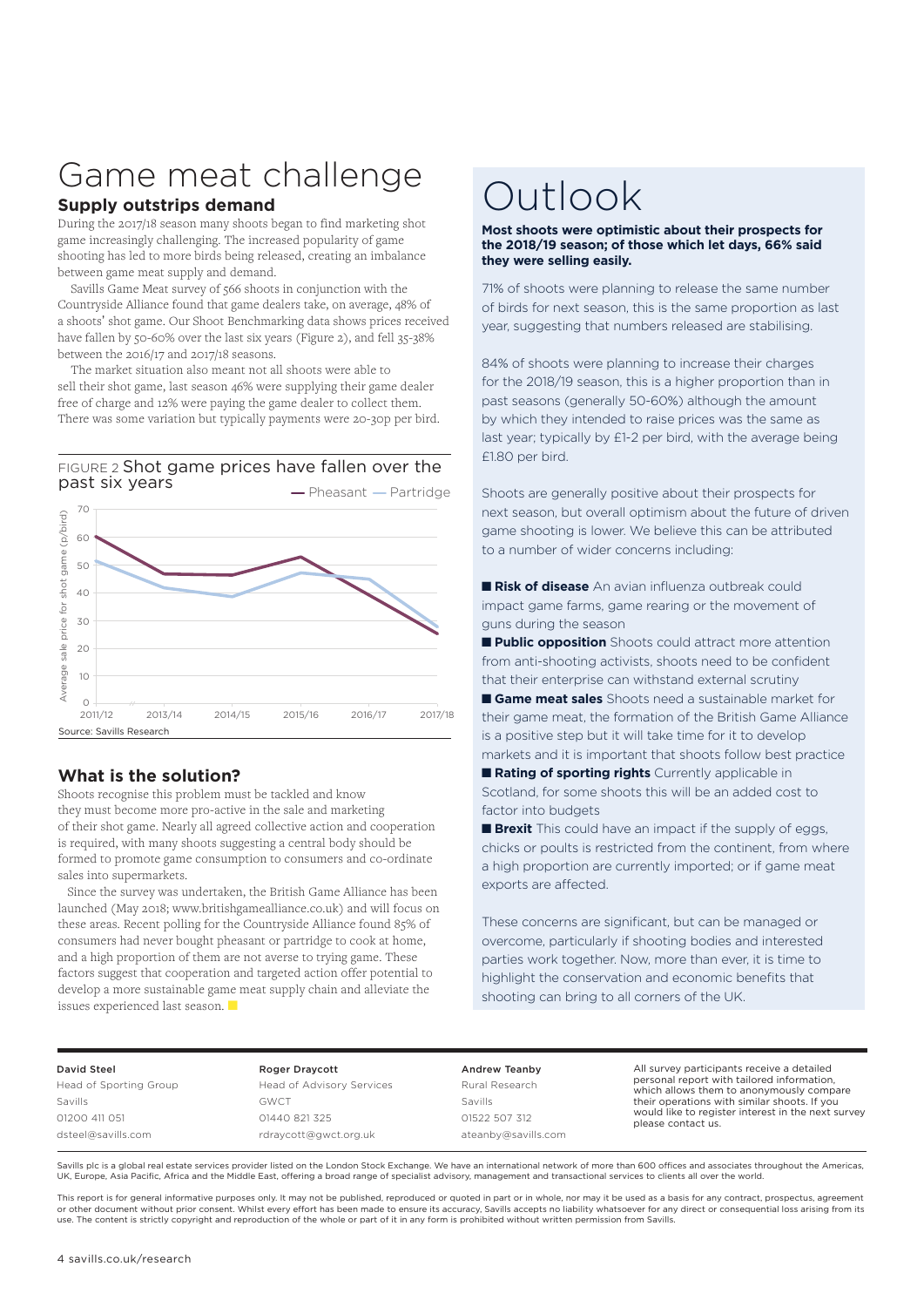# Game meat challenge

### Supply outstrips demand

During the 2017/18 season many shoots began to find marketing shot game increasingly challenging. The increased popularity of game shooting has led to more birds being released, creating an imbalance between game meat supply and demand.

Savills Game Meat survey of 566 shoots in conjunction with the Countryside Alliance found that game dealers take, on average, 48% of a shoots' shot game. Our Shoot Benchmarking data shows prices received have fallen by 50-60% over the last six years (Figure 2), and fell 35-38% between the 2016/17 and 2017/18 seasons.

The market situation also meant not all shoots were able to sell their shot game, last season 46% were supplying their game dealer free of charge and 12% were paying the game dealer to collect them. There was some variation but typically payments were 20-30p per bird.

FIGURE 2 Shot game prices have fallen over the past six years

— Pheasant — Partridge

Average sale price for shot game (p/bird)

70
60
50
40
30
20
10
0

2011/12
2013/14
2014/15
2015/16
2016/17
2017/18

Source: Savills Research

### What is the solution?

Shoots recognise this problem must be tackled and know they must become more pro-active in the sale and marketing of their shot game. Nearly all agreed collective action and cooperation is required, with many shoots suggesting a central body should be formed to promote game consumption to consumers and co-ordinate sales into supermarkets.

Since the survey was undertaken, the British Game Alliance has been launched (May 2018; www.britishgamealliance.co.uk) and will focus on these areas. Recent polling for the Countryside Alliance found 85% of consumers had never bought pheasant or partridge to cook at home, and a high proportion of them are not averse to trying game. These factors suggest that cooperation and targeted action offer potential to develop a more sustainable game meat supply chain and alleviate the issues experienced last season.

# Outlook

**Most shoots were optimistic about their prospects for the 2018/19 season; of those which let days, 66% said they were selling easily.**

71% of shoots were planning to release the same number of birds for next season, this is the same proportion as last year, suggesting that numbers released are stabilising.

84% of shoots were planning to increase their charges for the 2018/19 season, this is a higher proportion than in past seasons (generally 50-60%) although the amount by which they intended to raise prices was the same as last year; typically by £1-2 per bird, with the average being £1.80 per bird.

Shoots are generally positive about their prospects for next season, but overall optimism about the future of driven game shooting is lower. We believe this can be attributed to a number of wider concerns including:

- **Risk of disease** An avian influenza outbreak could impact game farms, game rearing or the movement of guns during the season
- **Public opposition** Shoots could attract more attention from anti-shooting activists, shoots need to be confident that their enterprise can withstand external scrutiny
- **Game meat sales** Shoots need a sustainable market for their game meat, the formation of the British Game Alliance is a positive step but it will take time for it to develop markets and it is important that shoots follow best practice
- **Rating of sporting rights** Currently applicable in Scotland, for some shoots this will be an added cost to factor into budgets
- **Brexit** This could have an impact if the supply of eggs, chicks or poults is restricted from the continent, from where a high proportion are currently imported; or if game meat exports are affected.

These concerns are significant, but can be managed or overcome, particularly if shooting bodies and interested parties work together. Now, more than ever, it is time to highlight the conservation and economic benefits that shooting can bring to all corners of the UK.

---

**David Steel**
Head of Sporting Group
Savills
01200 411 051
dsteel@savills.com

**Roger Draycott**
Head of Advisory Services
GWCT
01440 821 325
rdraycott@gwct.org.uk

**Andrew Teanby**
Rural Research
Savills
01522 507 312
ateanby@savills.com

All survey participants receive a detailed personal report with tailored information, which allows them to anonymously compare their operations with similar shoots. If you would like to register interest in the next survey please contact us.

Savills plc is a global real estate services provider listed on the London Stock Exchange. We have an international network of more than 600 offices and associates throughout the Americas, UK, Europe, Asia Pacific, Africa and the Middle East, offering a broad range of specialist advisory, management and transactional services to clients all over the world.

This report is for general informative purposes only. It may not be published, reproduced or quoted in part or in whole, nor may it be used as a basis for any contract, prospectus, agreement or other document without prior consent. Whilst every effort has been made to ensure its accuracy, Savills accepts no liability whatsoever for any direct or consequential loss arising from its use. The content is strictly copyright and reproduction of the whole or part of it in any form is prohibited without written permission from Savills.